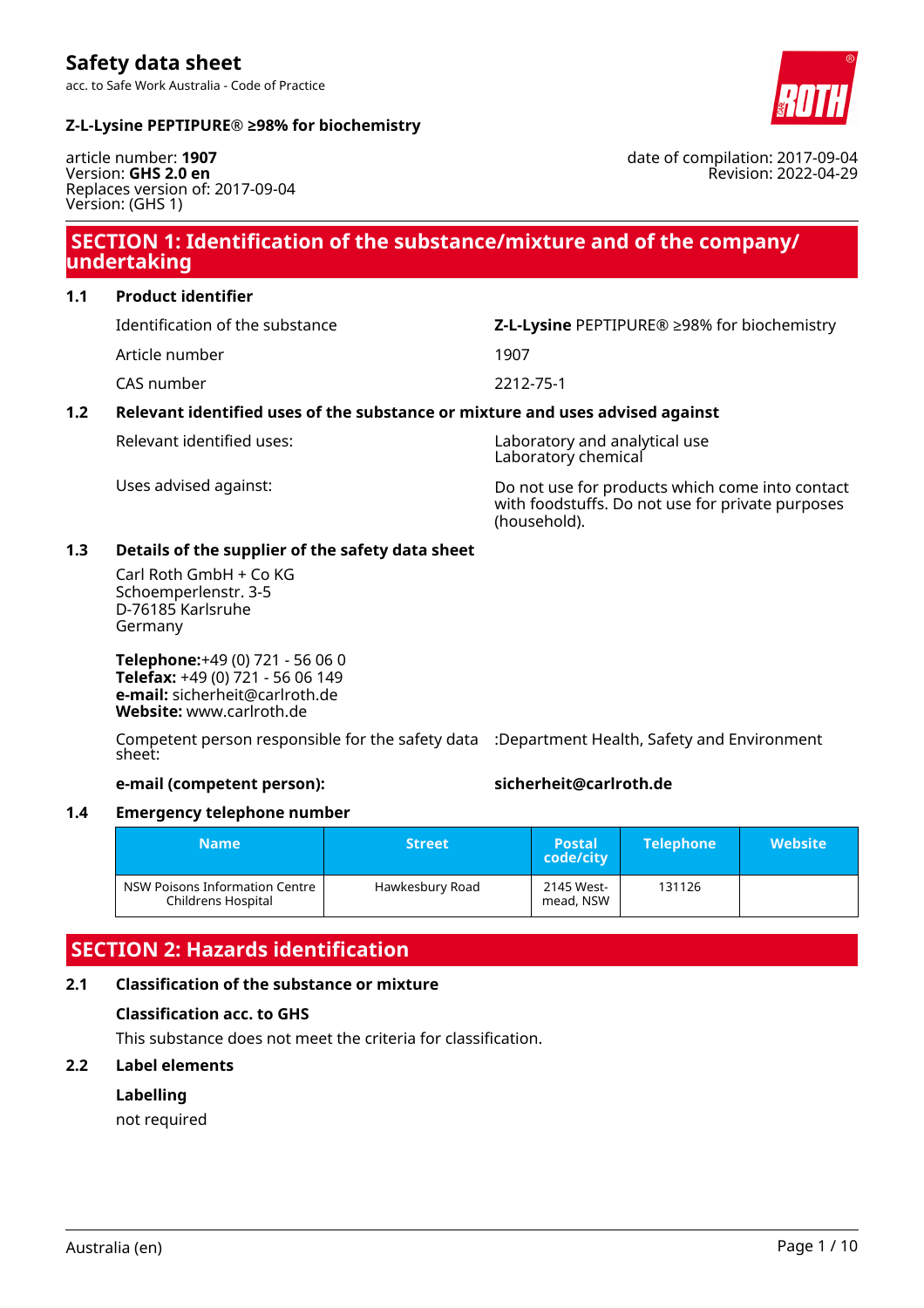# Safety data sheet

acc. to Safe Work Australia - Code of Practice

**Z-L-Lysine PEPTIPURE® ≥98% for biochemistry**

article number: **1907**
Version: **GHS 2.0 en**
Replaces version of: 2017-09-04
Version: (GHS 1)

date of compilation: 2017-09-04
Revision: 2022-04-29

## SECTION 1: Identification of the substance/mixture and of the company/undertaking

### 1.1 Product identifier

Identification of the substance: **Z-L-Lysine** PEPTIPURE® ≥98% for biochemistry

Article number: 1907

CAS number: 2212-75-1

### 1.2 Relevant identified uses of the substance or mixture and uses advised against

Relevant identified uses: Laboratory and analytical use
Laboratory chemical

Uses advised against: Do not use for products which come into contact with foodstuffs. Do not use for private purposes (household).

### 1.3 Details of the supplier of the safety data sheet

Carl Roth GmbH + Co KG
Schoemperlenstr. 3-5
D-76185 Karlsruhe
Germany

**Telephone:**+49 (0) 721 - 56 06 0
**Telefax:** +49 (0) 721 - 56 06 149
**e-mail:** sicherheit@carlroth.de
**Website:** www.carlroth.de

Competent person responsible for the safety data sheet: :Department Health, Safety and Environment

**e-mail (competent person):** **sicherheit@carlroth.de**

### 1.4 Emergency telephone number

| Name | Street | Postal code/city | Telephone | Website |
|---|---|---|---|---|
| NSW Poisons Information Centre Childrens Hospital | Hawkesbury Road | 2145 Westmead, NSW | 131126 | |

## SECTION 2: Hazards identification

### 2.1 Classification of the substance or mixture

**Classification acc. to GHS**

This substance does not meet the criteria for classification.

### 2.2 Label elements

**Labelling**

not required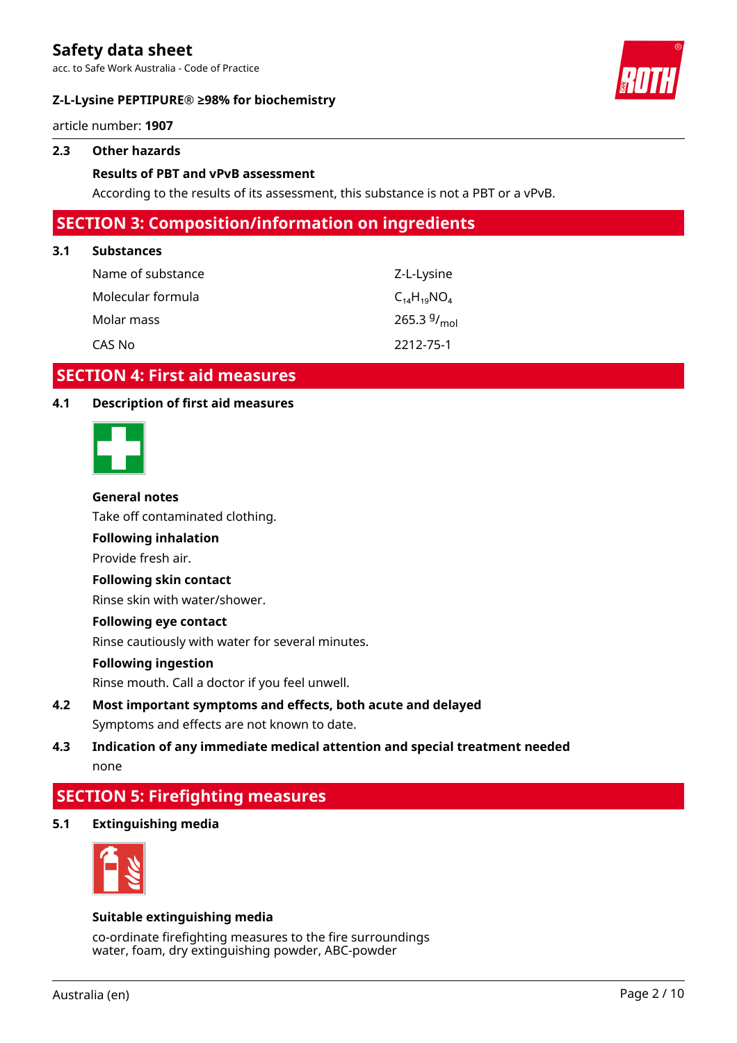### 2.3 Other hazards

**Results of PBT and vPvB assessment**

According to the results of its assessment, this substance is not a PBT or a vPvB.

## SECTION 3: Composition/information on ingredients

### 3.1 Substances

| | |
|---|---|
| Name of substance | Z-L-Lysine |
| Molecular formula | $C_{14}H_{19}NO_4$ |
| Molar mass | 265.3 $^{g}/_{mol}$ |
| CAS No | 2212-75-1 |

## SECTION 4: First aid measures

### 4.1 Description of first aid measures

**General notes**

Take off contaminated clothing.

**Following inhalation**

Provide fresh air.

**Following skin contact**

Rinse skin with water/shower.

**Following eye contact**

Rinse cautiously with water for several minutes.

**Following ingestion**

Rinse mouth. Call a doctor if you feel unwell.

### 4.2 Most important symptoms and effects, both acute and delayed

Symptoms and effects are not known to date.

### 4.3 Indication of any immediate medical attention and special treatment needed

none

## SECTION 5: Firefighting measures

### 5.1 Extinguishing media

**Suitable extinguishing media**

co-ordinate firefighting measures to the fire surroundings
water, foam, dry extinguishing powder, ABC-powder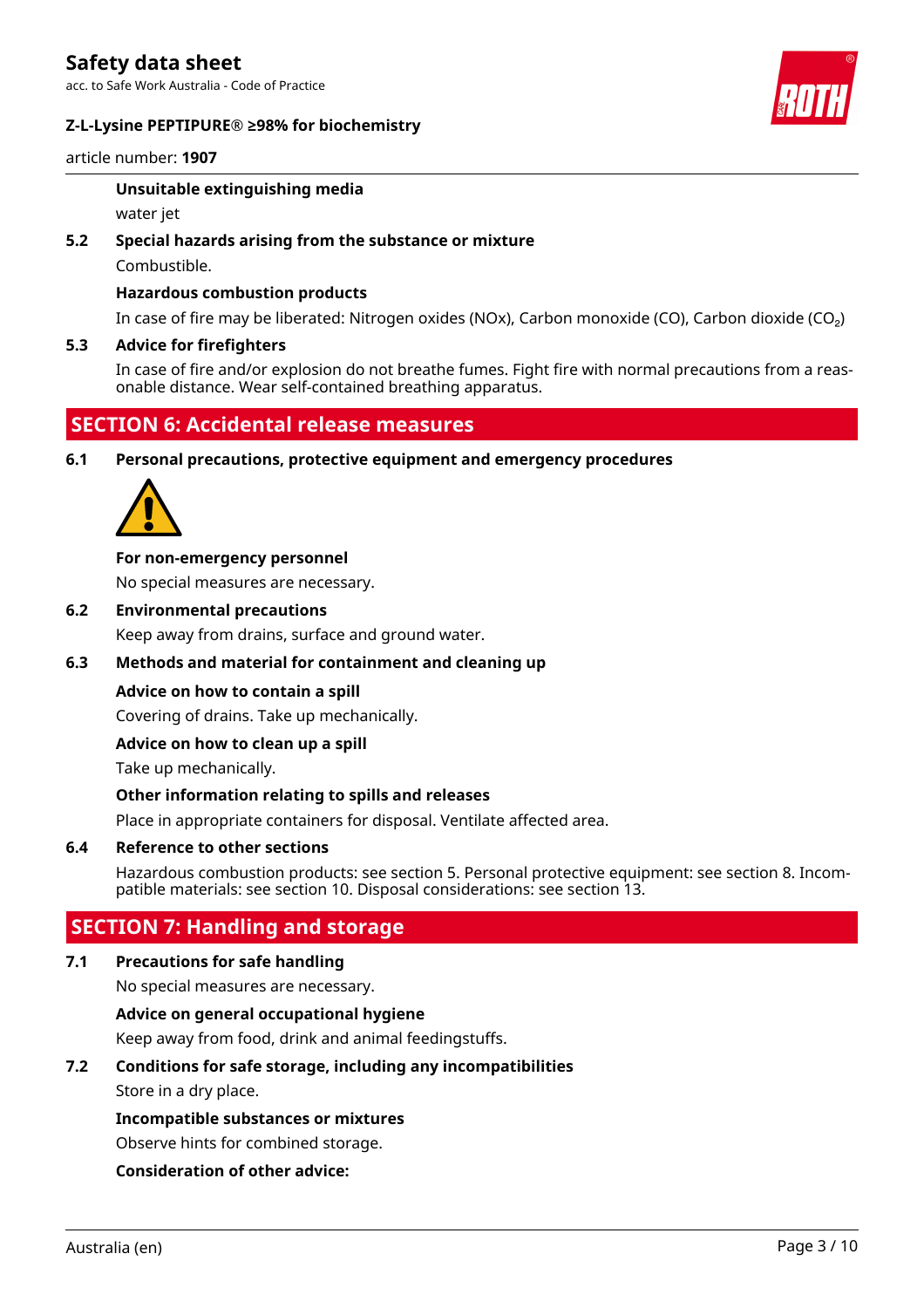**Unsuitable extinguishing media**

water jet

**5.2 Special hazards arising from the substance or mixture**

Combustible.

**Hazardous combustion products**

In case of fire may be liberated: Nitrogen oxides (NOx), Carbon monoxide (CO), Carbon dioxide ($CO_2$)

**5.3 Advice for firefighters**

In case of fire and/or explosion do not breathe fumes. Fight fire with normal precautions from a reasonable distance. Wear self-contained breathing apparatus.

## SECTION 6: Accidental release measures

**6.1 Personal precautions, protective equipment and emergency procedures**

**For non-emergency personnel**

No special measures are necessary.

**6.2 Environmental precautions**

Keep away from drains, surface and ground water.

**6.3 Methods and material for containment and cleaning up**

**Advice on how to contain a spill**

Covering of drains. Take up mechanically.

**Advice on how to clean up a spill**

Take up mechanically.

**Other information relating to spills and releases**

Place in appropriate containers for disposal. Ventilate affected area.

**6.4 Reference to other sections**

Hazardous combustion products: see section 5. Personal protective equipment: see section 8. Incompatible materials: see section 10. Disposal considerations: see section 13.

## SECTION 7: Handling and storage

**7.1 Precautions for safe handling**

No special measures are necessary.

**Advice on general occupational hygiene**

Keep away from food, drink and animal feedingstuffs.

**7.2 Conditions for safe storage, including any incompatibilities**

Store in a dry place.

**Incompatible substances or mixtures**

Observe hints for combined storage.

**Consideration of other advice:**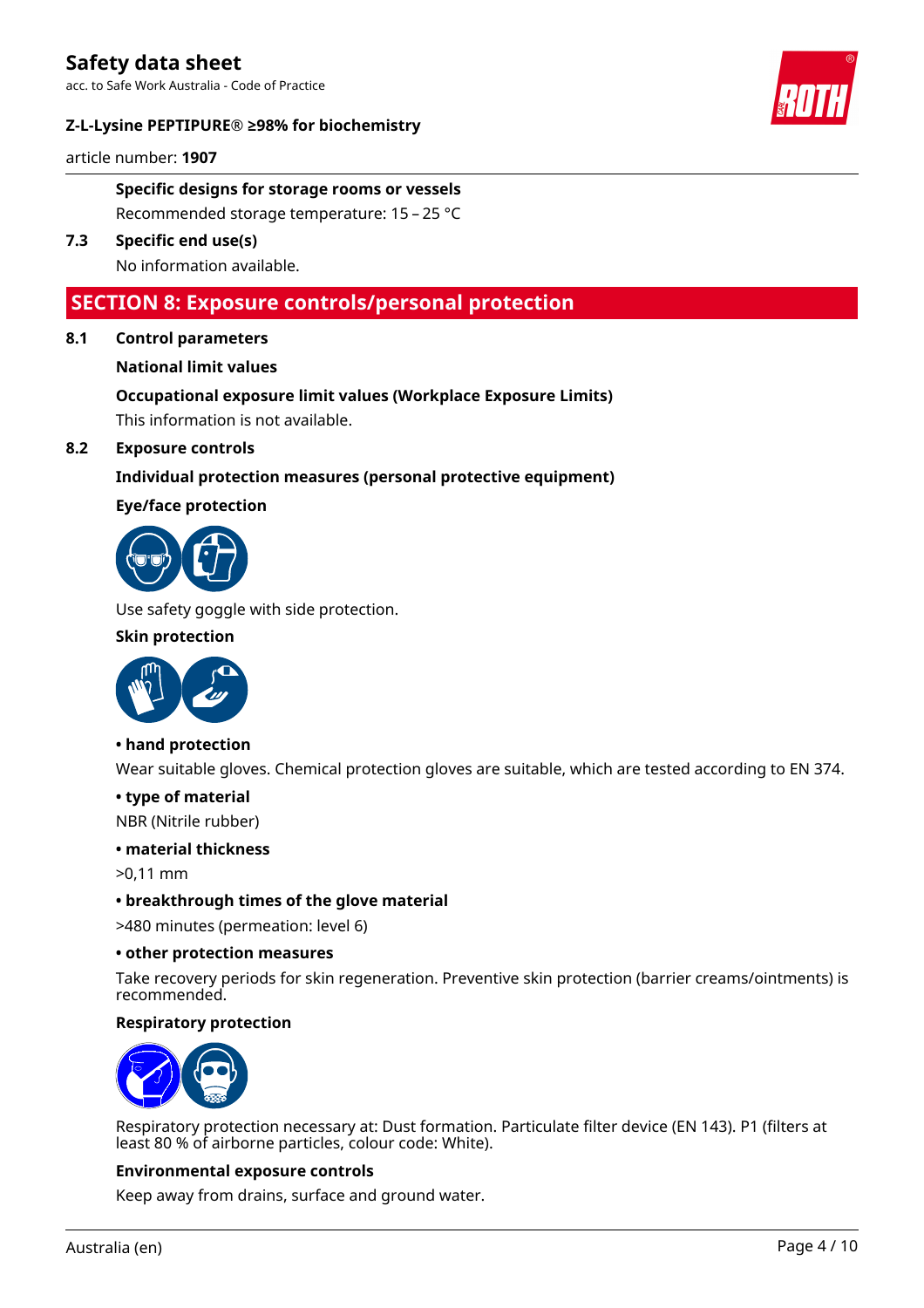**Specific designs for storage rooms or vessels**

Recommended storage temperature: 15 – 25 °C

**7.3 Specific end use(s)**

No information available.

## SECTION 8: Exposure controls/personal protection

**8.1 Control parameters**

**National limit values**

**Occupational exposure limit values (Workplace Exposure Limits)**

This information is not available.

**8.2 Exposure controls**

**Individual protection measures (personal protective equipment)**

**Eye/face protection**

Use safety goggle with side protection.

**Skin protection**

**• hand protection**

Wear suitable gloves. Chemical protection gloves are suitable, which are tested according to EN 374.

**• type of material**

NBR (Nitrile rubber)

**• material thickness**

>0,11 mm

**• breakthrough times of the glove material**

>480 minutes (permeation: level 6)

**• other protection measures**

Take recovery periods for skin regeneration. Preventive skin protection (barrier creams/ointments) is recommended.

**Respiratory protection**

Respiratory protection necessary at: Dust formation. Particulate filter device (EN 143). P1 (filters at least 80 % of airborne particles, colour code: White).

**Environmental exposure controls**

Keep away from drains, surface and ground water.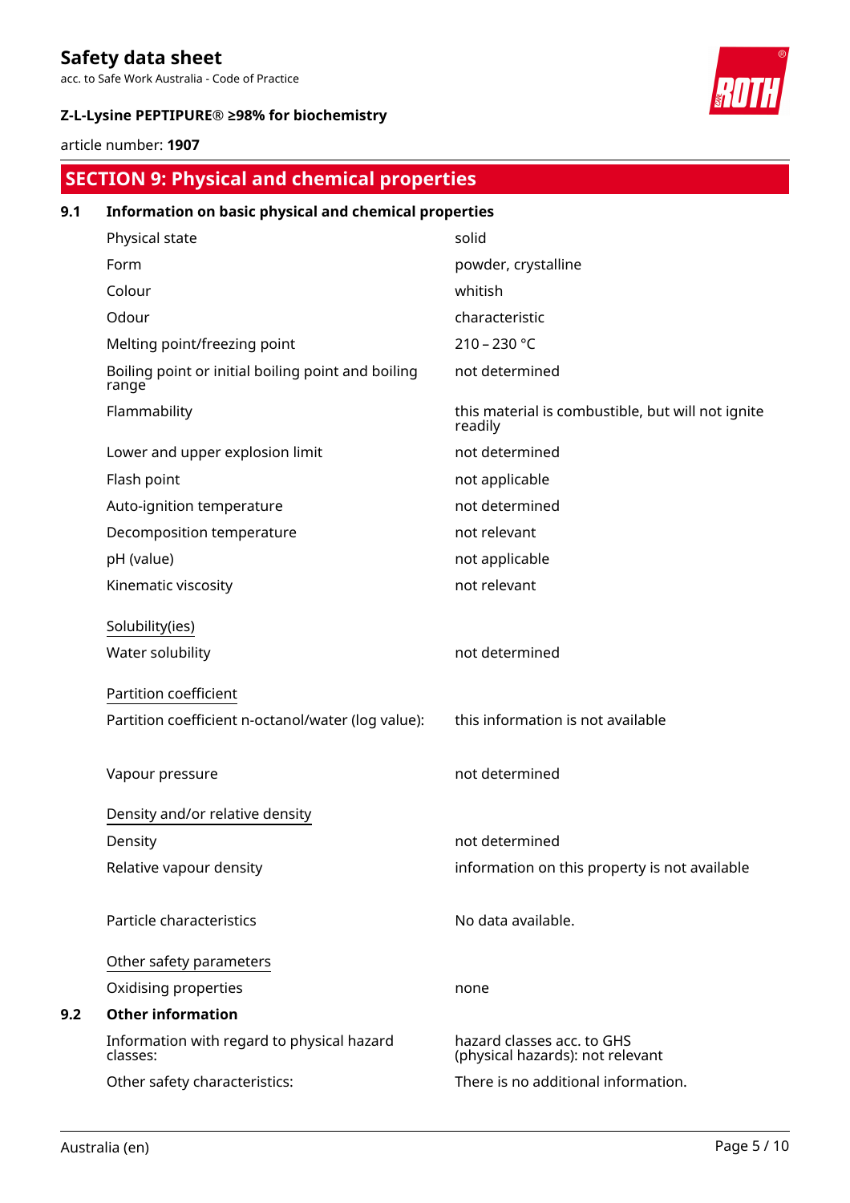## SECTION 9: Physical and chemical properties

### 9.1 Information on basic physical and chemical properties

| | |
|---|---|
| Physical state | solid |
| Form | powder, crystalline |
| Colour | whitish |
| Odour | characteristic |
| Melting point/freezing point | 210 – 230 °C |
| Boiling point or initial boiling point and boiling range | not determined |
| Flammability | this material is combustible, but will not ignite readily |
| Lower and upper explosion limit | not determined |
| Flash point | not applicable |
| Auto-ignition temperature | not determined |
| Decomposition temperature | not relevant |
| pH (value) | not applicable |
| Kinematic viscosity | not relevant |

Solubility(ies)

| | |
|---|---|
| Water solubility | not determined |

Partition coefficient

| | |
|---|---|
| Partition coefficient n-octanol/water (log value): | this information is not available |
| Vapour pressure | not determined |

Density and/or relative density

| | |
|---|---|
| Density | not determined |
| Relative vapour density | information on this property is not available |
| Particle characteristics | No data available. |

Other safety parameters

| | |
|---|---|
| Oxidising properties | none |

### 9.2 Other information

| | |
|---|---|
| Information with regard to physical hazard classes: | hazard classes acc. to GHS (physical hazards): not relevant |
| Other safety characteristics: | There is no additional information. |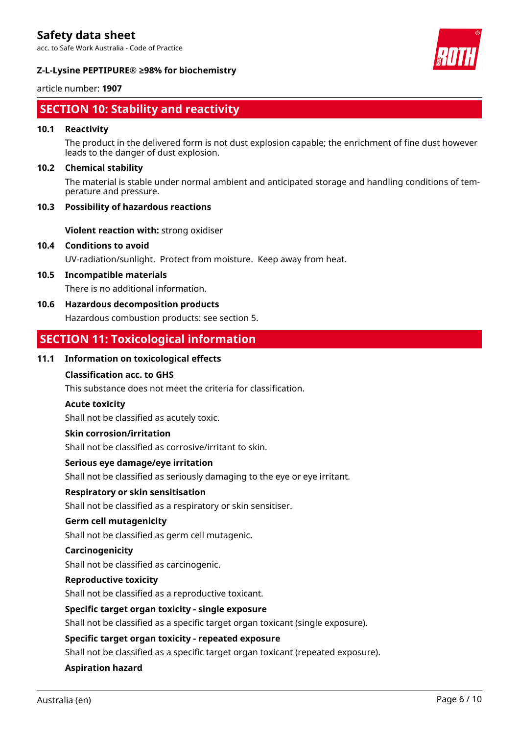## SECTION 10: Stability and reactivity

### 10.1 Reactivity

The product in the delivered form is not dust explosion capable; the enrichment of fine dust however leads to the danger of dust explosion.

### 10.2 Chemical stability

The material is stable under normal ambient and anticipated storage and handling conditions of temperature and pressure.

### 10.3 Possibility of hazardous reactions

**Violent reaction with:** strong oxidiser

### 10.4 Conditions to avoid

UV-radiation/sunlight. Protect from moisture. Keep away from heat.

### 10.5 Incompatible materials

There is no additional information.

### 10.6 Hazardous decomposition products

Hazardous combustion products: see section 5.

## SECTION 11: Toxicological information

### 11.1 Information on toxicological effects

**Classification acc. to GHS**

This substance does not meet the criteria for classification.

**Acute toxicity**

Shall not be classified as acutely toxic.

**Skin corrosion/irritation**

Shall not be classified as corrosive/irritant to skin.

**Serious eye damage/eye irritation**

Shall not be classified as seriously damaging to the eye or eye irritant.

**Respiratory or skin sensitisation**

Shall not be classified as a respiratory or skin sensitiser.

**Germ cell mutagenicity**

Shall not be classified as germ cell mutagenic.

**Carcinogenicity**

Shall not be classified as carcinogenic.

**Reproductive toxicity**

Shall not be classified as a reproductive toxicant.

**Specific target organ toxicity - single exposure**

Shall not be classified as a specific target organ toxicant (single exposure).

**Specific target organ toxicity - repeated exposure**

Shall not be classified as a specific target organ toxicant (repeated exposure).

**Aspiration hazard**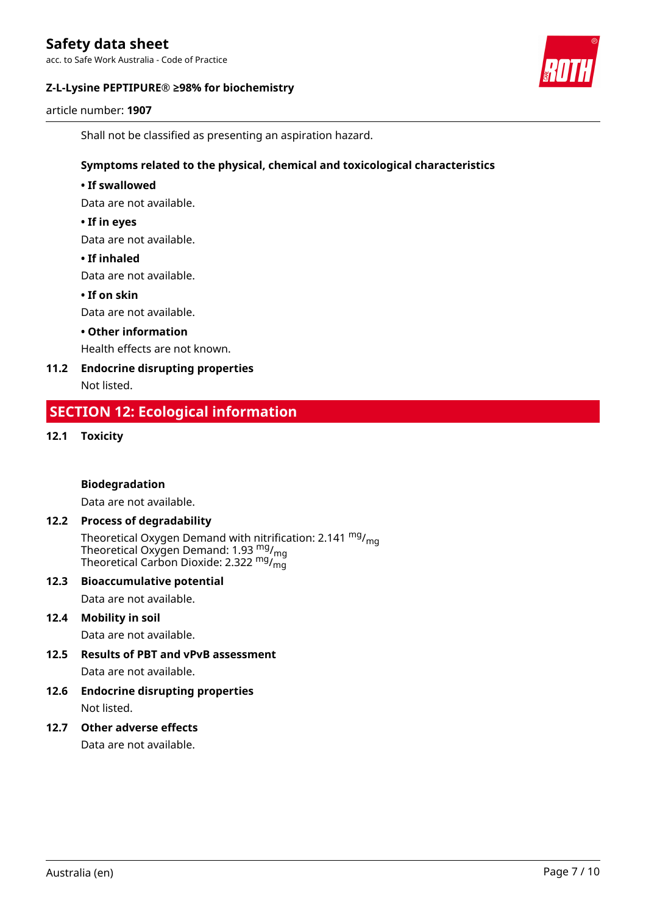Shall not be classified as presenting an aspiration hazard.

**Symptoms related to the physical, chemical and toxicological characteristics**

**• If swallowed**

Data are not available.

**• If in eyes**

Data are not available.

**• If inhaled**

Data are not available.

**• If on skin**

Data are not available.

**• Other information**

Health effects are not known.

### 11.2 Endocrine disrupting properties

Not listed.

## SECTION 12: Ecological information

### 12.1 Toxicity

**Biodegradation**

Data are not available.

### 12.2 Process of degradability

Theoretical Oxygen Demand with nitrification: 2.141 $^{mg}/_{mg}$
Theoretical Oxygen Demand: 1.93 $^{mg}/_{mg}$
Theoretical Carbon Dioxide: 2.322 $^{mg}/_{mg}$

### 12.3 Bioaccumulative potential

Data are not available.

### 12.4 Mobility in soil

Data are not available.

### 12.5 Results of PBT and vPvB assessment

Data are not available.

### 12.6 Endocrine disrupting properties

Not listed.

### 12.7 Other adverse effects

Data are not available.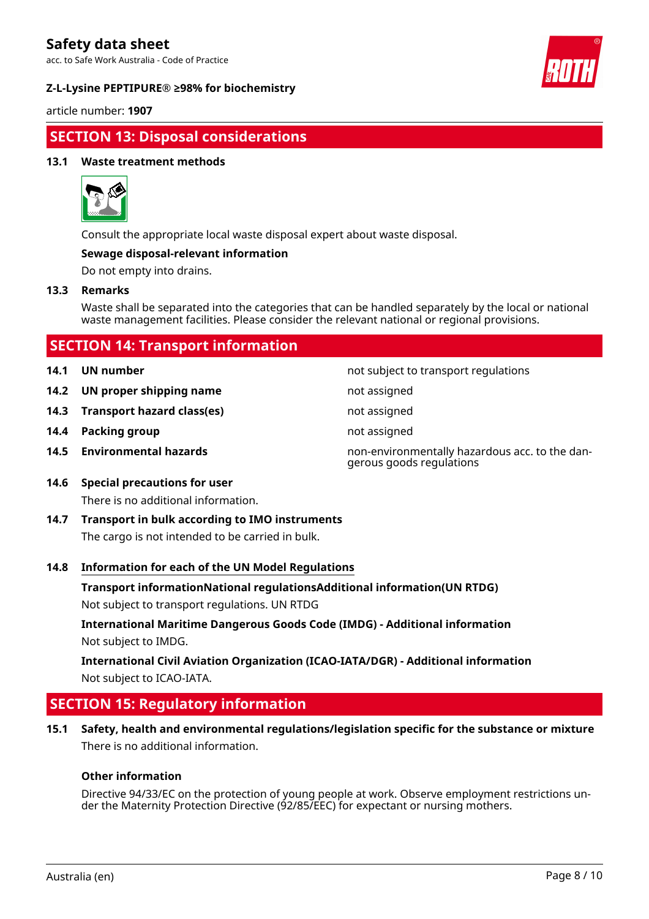## SECTION 13: Disposal considerations

### 13.1 Waste treatment methods

Consult the appropriate local waste disposal expert about waste disposal.

**Sewage disposal-relevant information**

Do not empty into drains.

### 13.3 Remarks

Waste shall be separated into the categories that can be handled separately by the local or national waste management facilities. Please consider the relevant national or regional provisions.

## SECTION 14: Transport information

| | | |
|---|---|---|
| **14.1** | **UN number** | not subject to transport regulations |
| **14.2** | **UN proper shipping name** | not assigned |
| **14.3** | **Transport hazard class(es)** | not assigned |
| **14.4** | **Packing group** | not assigned |
| **14.5** | **Environmental hazards** | non-environmentally hazardous acc. to the dangerous goods regulations |

### 14.6 Special precautions for user

There is no additional information.

### 14.7 Transport in bulk according to IMO instruments

The cargo is not intended to be carried in bulk.

### 14.8 Information for each of the UN Model Regulations

**Transport informationNational regulationsAdditional information(UN RTDG)**

Not subject to transport regulations. UN RTDG

**International Maritime Dangerous Goods Code (IMDG) - Additional information**

Not subject to IMDG.

**International Civil Aviation Organization (ICAO-IATA/DGR) - Additional information**

Not subject to ICAO-IATA.

## SECTION 15: Regulatory information

### 15.1 Safety, health and environmental regulations/legislation specific for the substance or mixture

There is no additional information.

**Other information**

Directive 94/33/EC on the protection of young people at work. Observe employment restrictions under the Maternity Protection Directive (92/85/EEC) for expectant or nursing mothers.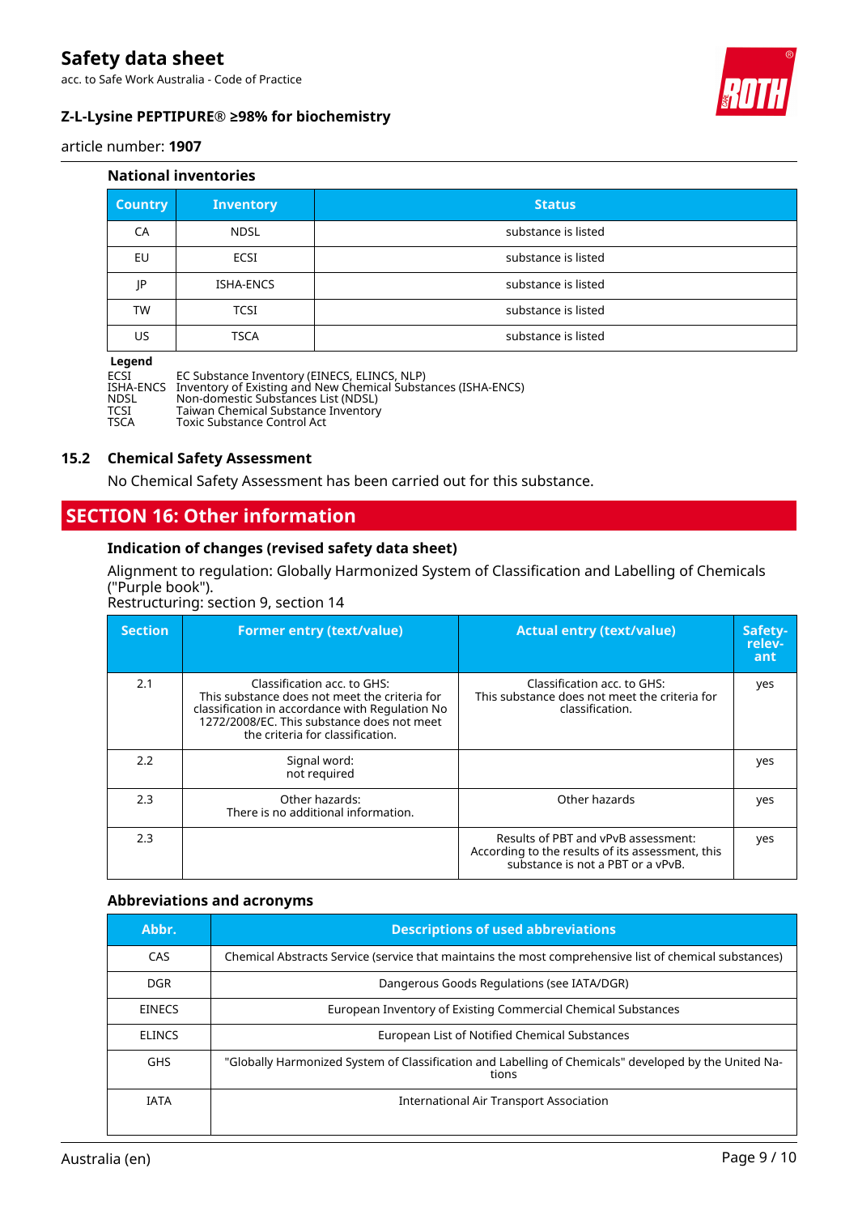#### National inventories

| Country | Inventory | Status |
|---|---|---|
| CA | NDSL | substance is listed |
| EU | ECSI | substance is listed |
| JP | ISHA-ENCS | substance is listed |
| TW | TCSI | substance is listed |
| US | TSCA | substance is listed |

**Legend**

ECSI EC Substance Inventory (EINECS, ELINCS, NLP)
ISHA-ENCS Inventory of Existing and New Chemical Substances (ISHA-ENCS)
NDSL Non-domestic Substances List (NDSL)
TCSI Taiwan Chemical Substance Inventory
TSCA Toxic Substance Control Act

### 15.2 Chemical Safety Assessment

No Chemical Safety Assessment has been carried out for this substance.

## SECTION 16: Other information

#### Indication of changes (revised safety data sheet)

Alignment to regulation: Globally Harmonized System of Classification and Labelling of Chemicals ("Purple book").
Restructuring: section 9, section 14

| Section | Former entry (text/value) | Actual entry (text/value) | Safety-relevant |
|---|---|---|---|
| 2.1 | Classification acc. to GHS: This substance does not meet the criteria for classification in accordance with Regulation No 1272/2008/EC. This substance does not meet the criteria for classification. | Classification acc. to GHS: This substance does not meet the criteria for classification. | yes |
| 2.2 | Signal word: not required | | yes |
| 2.3 | Other hazards: There is no additional information. | Other hazards | yes |
| 2.3 | | Results of PBT and vPvB assessment: According to the results of its assessment, this substance is not a PBT or a vPvB. | yes |

#### Abbreviations and acronyms

| Abbr. | Descriptions of used abbreviations |
|---|---|
| CAS | Chemical Abstracts Service (service that maintains the most comprehensive list of chemical substances) |
| DGR | Dangerous Goods Regulations (see IATA/DGR) |
| EINECS | European Inventory of Existing Commercial Chemical Substances |
| ELINCS | European List of Notified Chemical Substances |
| GHS | "Globally Harmonized System of Classification and Labelling of Chemicals" developed by the United Nations |
| IATA | International Air Transport Association |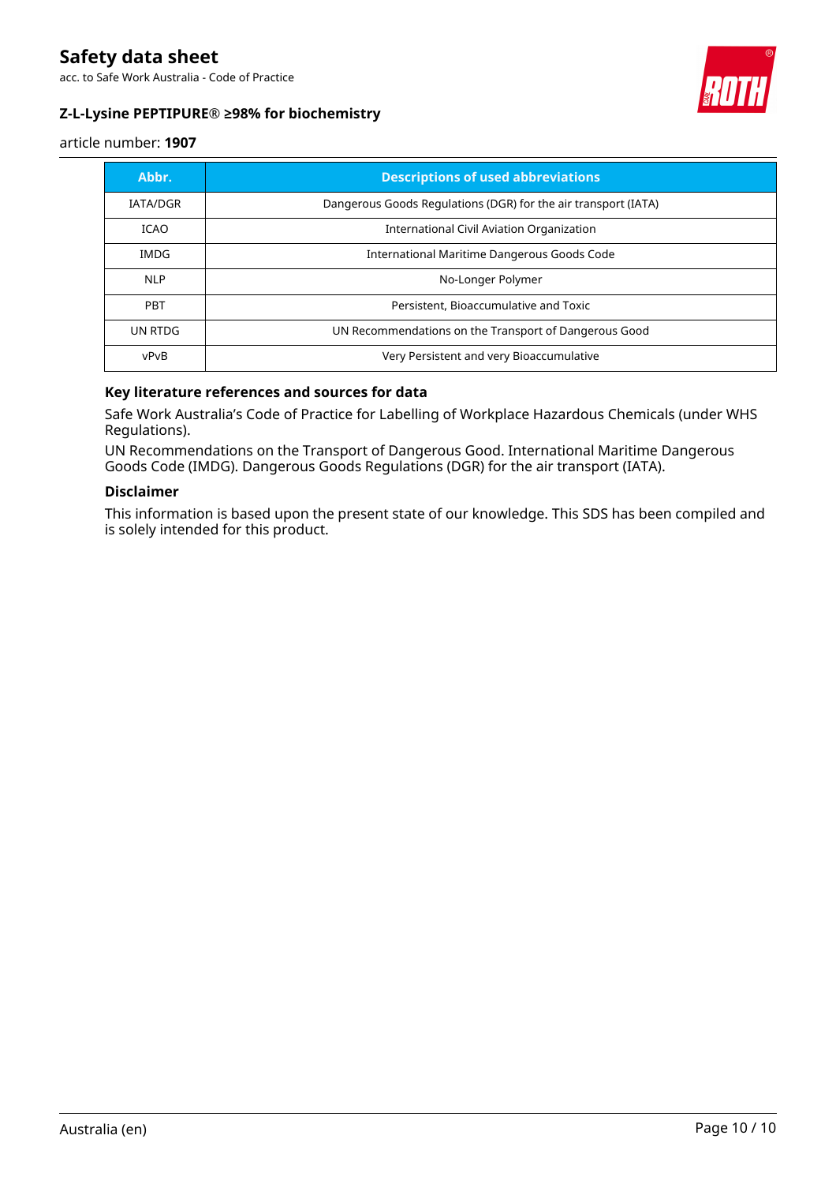| Abbr. | Descriptions of used abbreviations |
| --- | --- |
| IATA/DGR | Dangerous Goods Regulations (DGR) for the air transport (IATA) |
| ICAO | International Civil Aviation Organization |
| IMDG | International Maritime Dangerous Goods Code |
| NLP | No-Longer Polymer |
| PBT | Persistent, Bioaccumulative and Toxic |
| UN RTDG | UN Recommendations on the Transport of Dangerous Good |
| vPvB | Very Persistent and very Bioaccumulative |

### Key literature references and sources for data

Safe Work Australia's Code of Practice for Labelling of Workplace Hazardous Chemicals (under WHS Regulations).

UN Recommendations on the Transport of Dangerous Good. International Maritime Dangerous Goods Code (IMDG). Dangerous Goods Regulations (DGR) for the air transport (IATA).

### Disclaimer

This information is based upon the present state of our knowledge. This SDS has been compiled and is solely intended for this product.